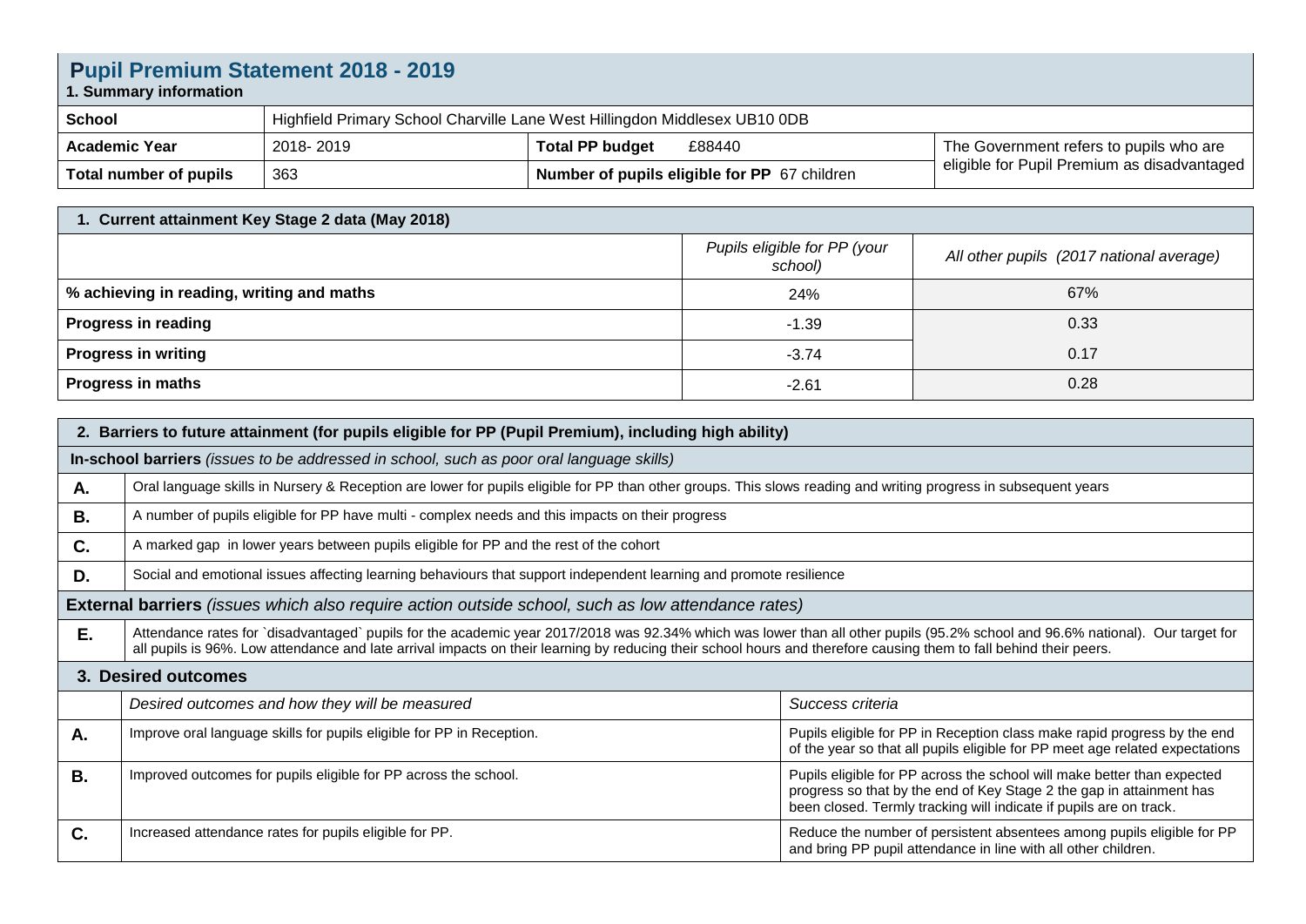# Pupil Premium Statement 2018 - 2019

## 1. Summary information

| School | Highfield Primary School Charville Lane West Hillingdon Middlesex UB10 0DB | | |
|---|---|---|---|
| **Academic Year** | 2018- 2019 | **Total PP budget** £88440 | The Government refers to pupils who are eligible for Pupil Premium as disadvantaged |
| **Total number of pupils** | 363 | **Number of pupils eligible for PP** 67 children | |

## 1. Current attainment Key Stage 2 data (May 2018)

| | *Pupils eligible for PP (your school)* | *All other pupils (2017 national average)* |
|---|---|---|
| **% achieving in reading, writing and maths** | 24% | 67% |
| **Progress in reading** | -1.39 | 0.33 |
| **Progress in writing** | -3.74 | 0.17 |
| **Progress in maths** | -2.61 | 0.28 |

## 2. Barriers to future attainment (for pupils eligible for PP (Pupil Premium), including high ability)

**In-school barriers** *(issues to be addressed in school, such as poor oral language skills)*

| | |
|---|---|
| **A.** | Oral language skills in Nursery & Reception are lower for pupils eligible for PP than other groups. This slows reading and writing progress in subsequent years |
| **B.** | A number of pupils eligible for PP have multi - complex needs and this impacts on their progress |
| **C.** | A marked gap in lower years between pupils eligible for PP and the rest of the cohort |
| **D.** | Social and emotional issues affecting learning behaviours that support independent learning and promote resilience |

**External barriers** *(issues which also require action outside school, such as low attendance rates)*

| | |
|---|---|
| **E.** | Attendance rates for `disadvantaged` pupils for the academic year 2017/2018 was 92.34% which was lower than all other pupils (95.2% school and 96.6% national). Our target for all pupils is 96%. Low attendance and late arrival impacts on their learning by reducing their school hours and therefore causing them to fall behind their peers. |

## 3. Desired outcomes

| | *Desired outcomes and how they will be measured* | *Success criteria* |
|---|---|---|
| **A.** | Improve oral language skills for pupils eligible for PP in Reception. | Pupils eligible for PP in Reception class make rapid progress by the end of the year so that all pupils eligible for PP meet age related expectations |
| **B.** | Improved outcomes for pupils eligible for PP across the school. | Pupils eligible for PP across the school will make better than expected progress so that by the end of Key Stage 2 the gap in attainment has been closed. Termly tracking will indicate if pupils are on track. |
| **C.** | Increased attendance rates for pupils eligible for PP. | Reduce the number of persistent absentees among pupils eligible for PP and bring PP pupil attendance in line with all other children. |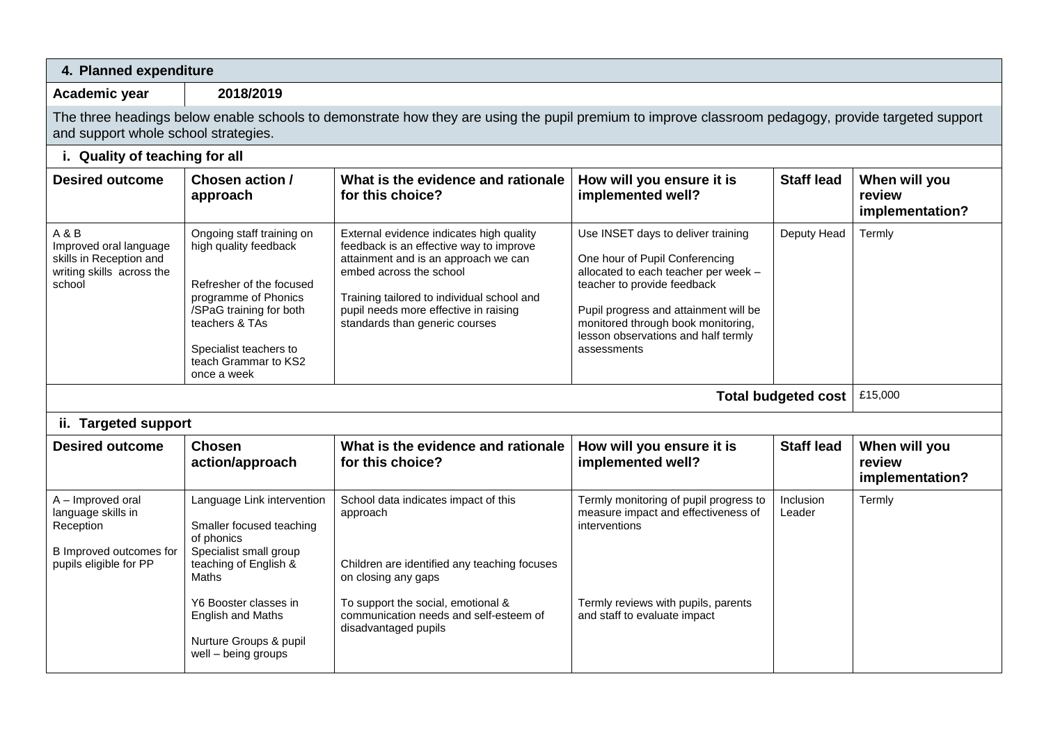## 4. Planned expenditure

**Academic year** **2018/2019**

The three headings below enable schools to demonstrate how they are using the pupil premium to improve classroom pedagogy, provide targeted support and support whole school strategies.

### i. Quality of teaching for all

| Desired outcome | Chosen action / approach | What is the evidence and rationale for this choice? | How will you ensure it is implemented well? | Staff lead | When will you review implementation? |
|---|---|---|---|---|---|
| A & B<br>Improved oral language skills in Reception and writing skills across the school | Ongoing staff training on high quality feedback<br><br>Refresher of the focused programme of Phonics /SPaG training for both teachers & TAs<br><br>Specialist teachers to teach Grammar to KS2 once a week | External evidence indicates high quality feedback is an effective way to improve attainment and is an approach we can embed across the school<br><br>Training tailored to individual school and pupil needs more effective in raising standards than generic courses | Use INSET days to deliver training<br><br>One hour of Pupil Conferencing allocated to each teacher per week – teacher to provide feedback<br><br>Pupil progress and attainment will be monitored through book monitoring, lesson observations and half termly assessments | Deputy Head | Termly |
| | | | | **Total budgeted cost** | £15,000 |

### ii. Targeted support

| Desired outcome | Chosen action/approach | What is the evidence and rationale for this choice? | How will you ensure it is implemented well? | Staff lead | When will you review implementation? |
|---|---|---|---|---|---|
| A – Improved oral language skills in Reception<br><br>B Improved outcomes for pupils eligible for PP | Language Link intervention<br><br>Smaller focused teaching of phonics<br>Specialist small group teaching of English & Maths<br><br>Y6 Booster classes in English and Maths<br><br>Nurture Groups & pupil well – being groups | School data indicates impact of this approach<br><br>Children are identified any teaching focuses on closing any gaps<br><br>To support the social, emotional & communication needs and self-esteem of disadvantaged pupils | Termly monitoring of pupil progress to measure impact and effectiveness of interventions<br><br>Termly reviews with pupils, parents and staff to evaluate impact | Inclusion Leader | Termly |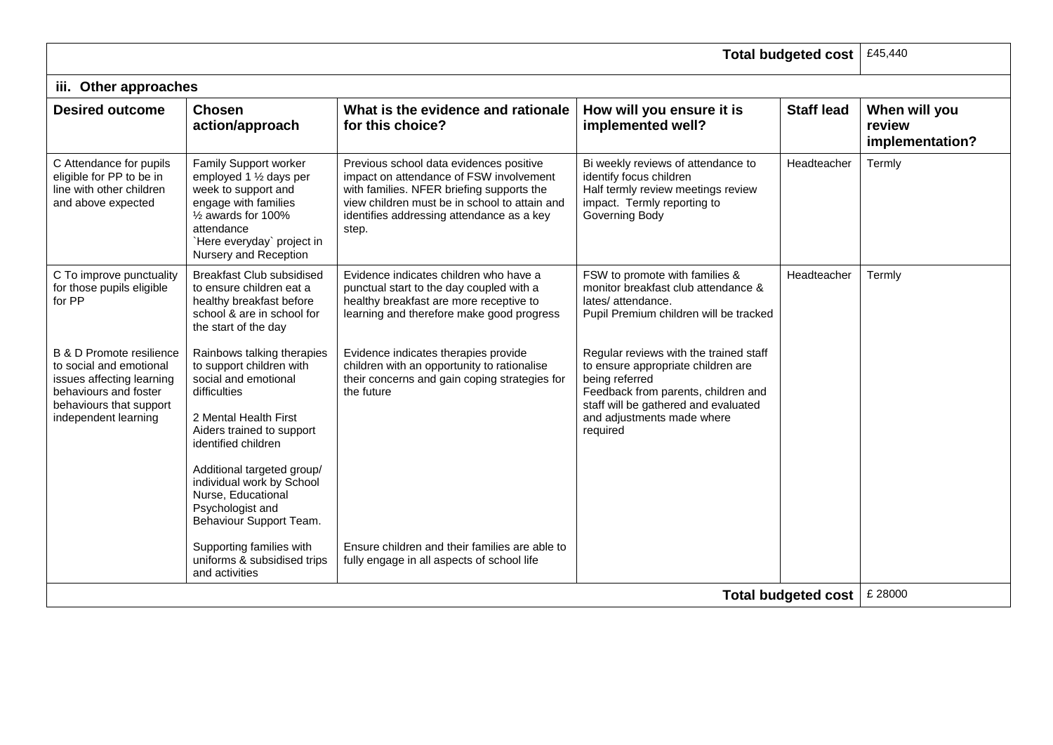| | | | | Total budgeted cost | £45,440 |
|---|---|---|---|---|---|

### iii. Other approaches

| Desired outcome | Chosen action/approach | What is the evidence and rationale for this choice? | How will you ensure it is implemented well? | Staff lead | When will you review implementation? |
|---|---|---|---|---|---|
| C Attendance for pupils eligible for PP to be in line with other children and above expected | Family Support worker employed 1 ½ days per week to support and engage with families<br>½ awards for 100% attendance<br>`Here everyday` project in Nursery and Reception | Previous school data evidences positive impact on attendance of FSW involvement with families. NFER briefing supports the view children must be in school to attain and identifies addressing attendance as a key step. | Bi weekly reviews of attendance to identify focus children<br>Half termly review meetings review impact. Termly reporting to Governing Body | Headteacher | Termly |
| C To improve punctuality for those pupils eligible for PP | Breakfast Club subsidised to ensure children eat a healthy breakfast before school & are in school for the start of the day | Evidence indicates children who have a punctual start to the day coupled with a healthy breakfast are more receptive to learning and therefore make good progress | FSW to promote with families & monitor breakfast club attendance & lates/ attendance.<br>Pupil Premium children will be tracked | Headteacher | Termly |
| B & D Promote resilience to social and emotional issues affecting learning behaviours and foster behaviours that support independent learning | Rainbows talking therapies to support children with social and emotional difficulties<br><br>2 Mental Health First Aiders trained to support identified children<br><br>Additional targeted group/ individual work by School Nurse, Educational Psychologist and Behaviour Support Team. | Evidence indicates therapies provide children with an opportunity to rationalise their concerns and gain coping strategies for the future | Regular reviews with the trained staff to ensure appropriate children are being referred<br>Feedback from parents, children and staff will be gathered and evaluated and adjustments made where required | | |
| | Supporting families with uniforms & subsidised trips and activities | Ensure children and their families are able to fully engage in all aspects of school life | | | |
| | | | | **Total budgeted cost** | £ 28000 |